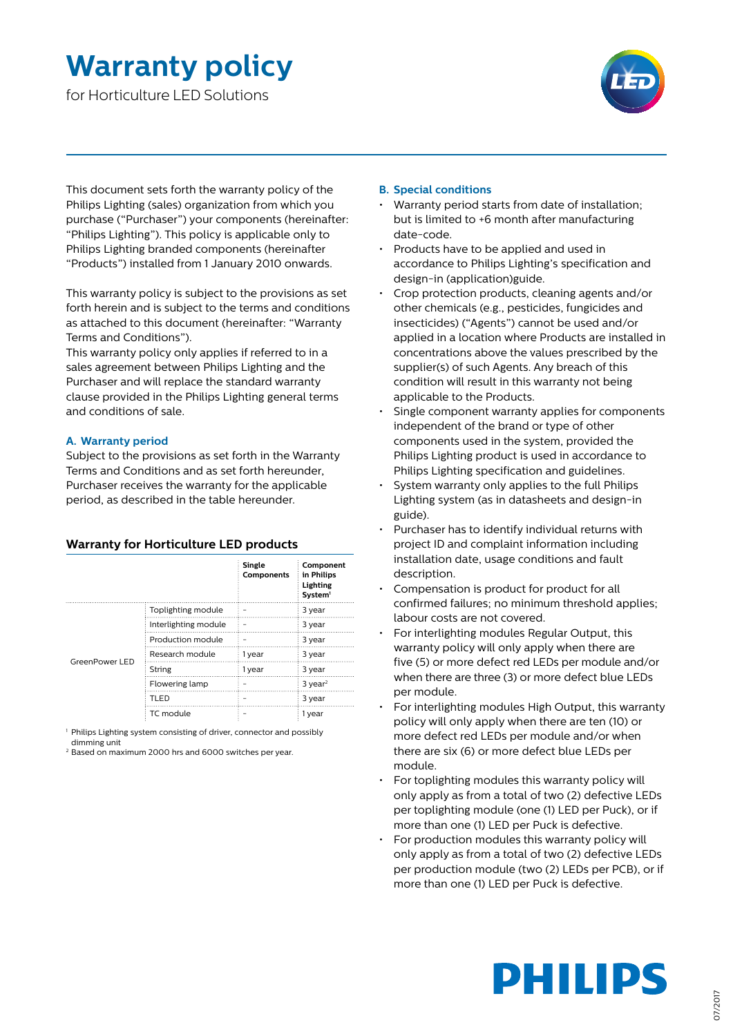# Warranty policy

for Horticulture LED Solutions

This document sets forth the warranty policy of the Philips Lighting (sales) organization from which you purchase ("Purchaser") your components (hereinafter: "Philips Lighting"). This policy is applicable only to Philips Lighting branded components (hereinafter "Products") installed from 1 January 2010 onwards.

This warranty policy is subject to the provisions as set forth herein and is subject to the terms and conditions as attached to this document (hereinafter: "Warranty Terms and Conditions").
This warranty policy only applies if referred to in a sales agreement between Philips Lighting and the Purchaser and will replace the standard warranty clause provided in the Philips Lighting general terms and conditions of sale.

### A. Warranty period

Subject to the provisions as set forth in the Warranty Terms and Conditions and as set forth hereunder, Purchaser receives the warranty for the applicable period, as described in the table hereunder.

#### Warranty for Horticulture LED products

| | | Single Components | Component in Philips Lighting System[1] |
|---|---|---|---|
| GreenPower LED | Toplighting module | – | 3 year |
| | Interlighting module | – | 3 year |
| | Production module | – | 3 year |
| | Research module | 1 year | 3 year |
| | String | 1 year | 3 year |
| | Flowering lamp | – | 3 year[2] |
| | TLED | – | 3 year |
| | TC module | – | 1 year |

[1] Philips Lighting system consisting of driver, connector and possibly dimming unit
[2] Based on maximum 2000 hrs and 6000 switches per year.

### B. Special conditions

- Warranty period starts from date of installation; but is limited to +6 month after manufacturing date-code.
- Products have to be applied and used in accordance to Philips Lighting's specification and design-in (application)guide.
- Crop protection products, cleaning agents and/or other chemicals (e.g., pesticides, fungicides and insecticides) ("Agents") cannot be used and/or applied in a location where Products are installed in concentrations above the values prescribed by the supplier(s) of such Agents. Any breach of this condition will result in this warranty not being applicable to the Products.
- Single component warranty applies for components independent of the brand or type of other components used in the system, provided the Philips Lighting product is used in accordance to Philips Lighting specification and guidelines.
- System warranty only applies to the full Philips Lighting system (as in datasheets and design-in guide).
- Purchaser has to identify individual returns with project ID and complaint information including installation date, usage conditions and fault description.
- Compensation is product for product for all confirmed failures; no minimum threshold applies; labour costs are not covered.
- For interlighting modules Regular Output, this warranty policy will only apply when there are five (5) or more defect red LEDs per module and/or when there are three (3) or more defect blue LEDs per module.
- For interlighting modules High Output, this warranty policy will only apply when there are ten (10) or more defect red LEDs per module and/or when there are six (6) or more defect blue LEDs per module.
- For toplighting modules this warranty policy will only apply as from a total of two (2) defective LEDs per toplighting module (one (1) LED per Puck), or if more than one (1) LED per Puck is defective.
- For production modules this warranty policy will only apply as from a total of two (2) defective LEDs per production module (two (2) LEDs per PCB), or if more than one (1) LED per Puck is defective.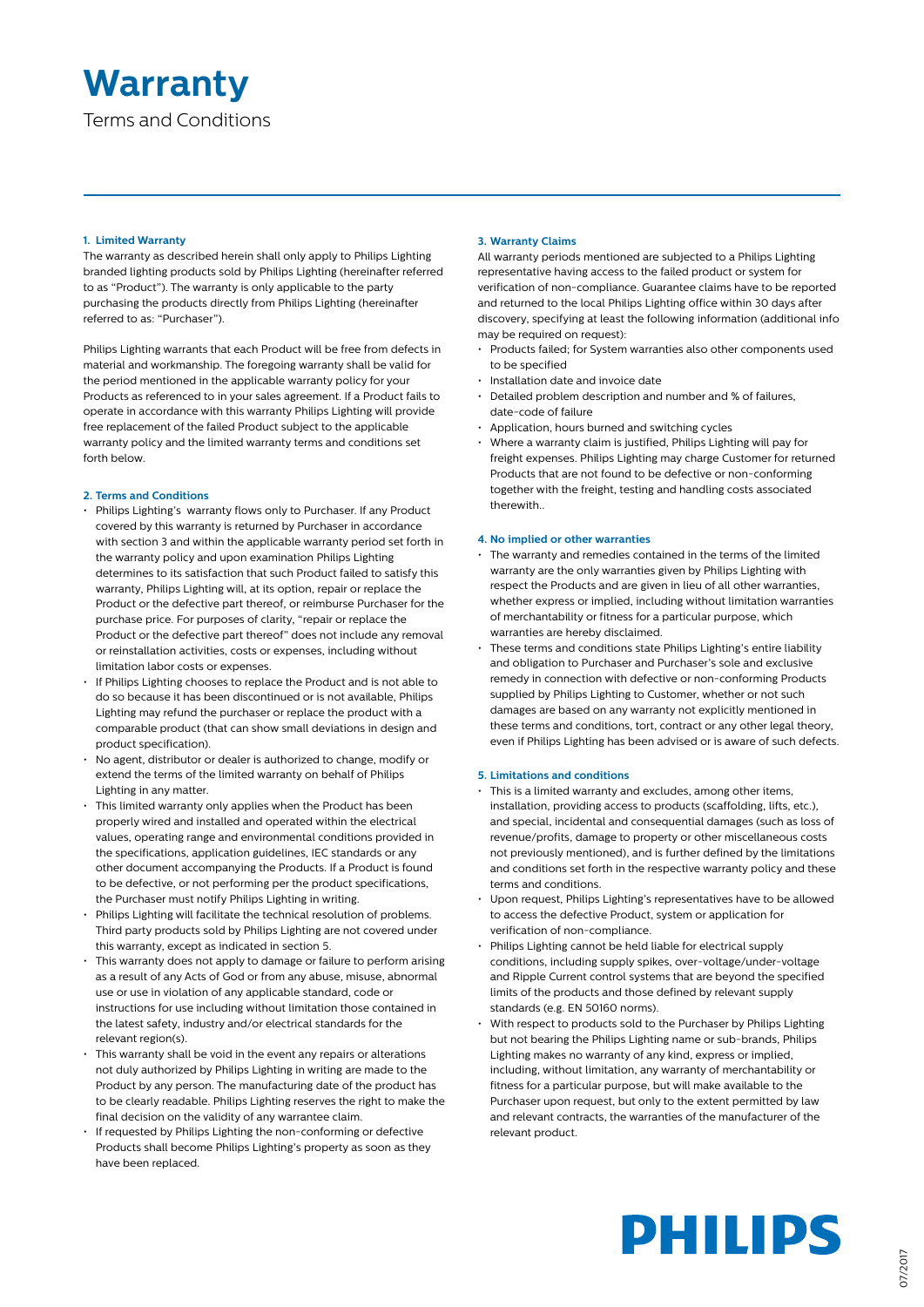# Warranty

Terms and Conditions

### 1. Limited Warranty

The warranty as described herein shall only apply to Philips Lighting branded lighting products sold by Philips Lighting (hereinafter referred to as "Product"). The warranty is only applicable to the party purchasing the products directly from Philips Lighting (hereinafter referred to as: "Purchaser").

Philips Lighting warrants that each Product will be free from defects in material and workmanship. The foregoing warranty shall be valid for the period mentioned in the applicable warranty policy for your Products as referenced to in your sales agreement. If a Product fails to operate in accordance with this warranty Philips Lighting will provide free replacement of the failed Product subject to the applicable warranty policy and the limited warranty terms and conditions set forth below.

### 2. Terms and Conditions

- Philips Lighting's warranty flows only to Purchaser. If any Product covered by this warranty is returned by Purchaser in accordance with section 3 and within the applicable warranty period set forth in the warranty policy and upon examination Philips Lighting determines to its satisfaction that such Product failed to satisfy this warranty, Philips Lighting will, at its option, repair or replace the Product or the defective part thereof, or reimburse Purchaser for the purchase price. For purposes of clarity, "repair or replace the Product or the defective part thereof" does not include any removal or reinstallation activities, costs or expenses, including without limitation labor costs or expenses.
- If Philips Lighting chooses to replace the Product and is not able to do so because it has been discontinued or is not available, Philips Lighting may refund the purchaser or replace the product with a comparable product (that can show small deviations in design and product specification).
- No agent, distributor or dealer is authorized to change, modify or extend the terms of the limited warranty on behalf of Philips Lighting in any matter.
- This limited warranty only applies when the Product has been properly wired and installed and operated within the electrical values, operating range and environmental conditions provided in the specifications, application guidelines, IEC standards or any other document accompanying the Products. If a Product is found to be defective, or not performing per the product specifications, the Purchaser must notify Philips Lighting in writing.
- Philips Lighting will facilitate the technical resolution of problems. Third party products sold by Philips Lighting are not covered under this warranty, except as indicated in section 5.
- This warranty does not apply to damage or failure to perform arising as a result of any Acts of God or from any abuse, misuse, abnormal use or use in violation of any applicable standard, code or instructions for use including without limitation those contained in the latest safety, industry and/or electrical standards for the relevant region(s).
- This warranty shall be void in the event any repairs or alterations not duly authorized by Philips Lighting in writing are made to the Product by any person. The manufacturing date of the product has to be clearly readable. Philips Lighting reserves the right to make the final decision on the validity of any warrantee claim.
- If requested by Philips Lighting the non-conforming or defective Products shall become Philips Lighting's property as soon as they have been replaced.

### 3. Warranty Claims

All warranty periods mentioned are subjected to a Philips Lighting representative having access to the failed product or system for verification of non-compliance. Guarantee claims have to be reported and returned to the local Philips Lighting office within 30 days after discovery, specifying at least the following information (additional info may be required on request):

- Products failed; for System warranties also other components used to be specified
- Installation date and invoice date
- Detailed problem description and number and % of failures, date-code of failure
- Application, hours burned and switching cycles
- Where a warranty claim is justified, Philips Lighting will pay for freight expenses. Philips Lighting may charge Customer for returned Products that are not found to be defective or non-conforming together with the freight, testing and handling costs associated therewith..

### 4. No implied or other warranties

- The warranty and remedies contained in the terms of the limited warranty are the only warranties given by Philips Lighting with respect the Products and are given in lieu of all other warranties, whether express or implied, including without limitation warranties of merchantability or fitness for a particular purpose, which warranties are hereby disclaimed.
- These terms and conditions state Philips Lighting's entire liability and obligation to Purchaser and Purchaser's sole and exclusive remedy in connection with defective or non-conforming Products supplied by Philips Lighting to Customer, whether or not such damages are based on any warranty not explicitly mentioned in these terms and conditions, tort, contract or any other legal theory, even if Philips Lighting has been advised or is aware of such defects.

### 5. Limitations and conditions

- This is a limited warranty and excludes, among other items, installation, providing access to products (scaffolding, lifts, etc.), and special, incidental and consequential damages (such as loss of revenue/profits, damage to property or other miscellaneous costs not previously mentioned), and is further defined by the limitations and conditions set forth in the respective warranty policy and these terms and conditions.
- Upon request, Philips Lighting's representatives have to be allowed to access the defective Product, system or application for verification of non-compliance.
- Philips Lighting cannot be held liable for electrical supply conditions, including supply spikes, over-voltage/under-voltage and Ripple Current control systems that are beyond the specified limits of the products and those defined by relevant supply standards (e.g. EN 50160 norms).
- With respect to products sold to the Purchaser by Philips Lighting but not bearing the Philips Lighting name or sub-brands, Philips Lighting makes no warranty of any kind, express or implied, including, without limitation, any warranty of merchantability or fitness for a particular purpose, but will make available to the Purchaser upon request, but only to the extent permitted by law and relevant contracts, the warranties of the manufacturer of the relevant product.

PHILIPS

07/2017